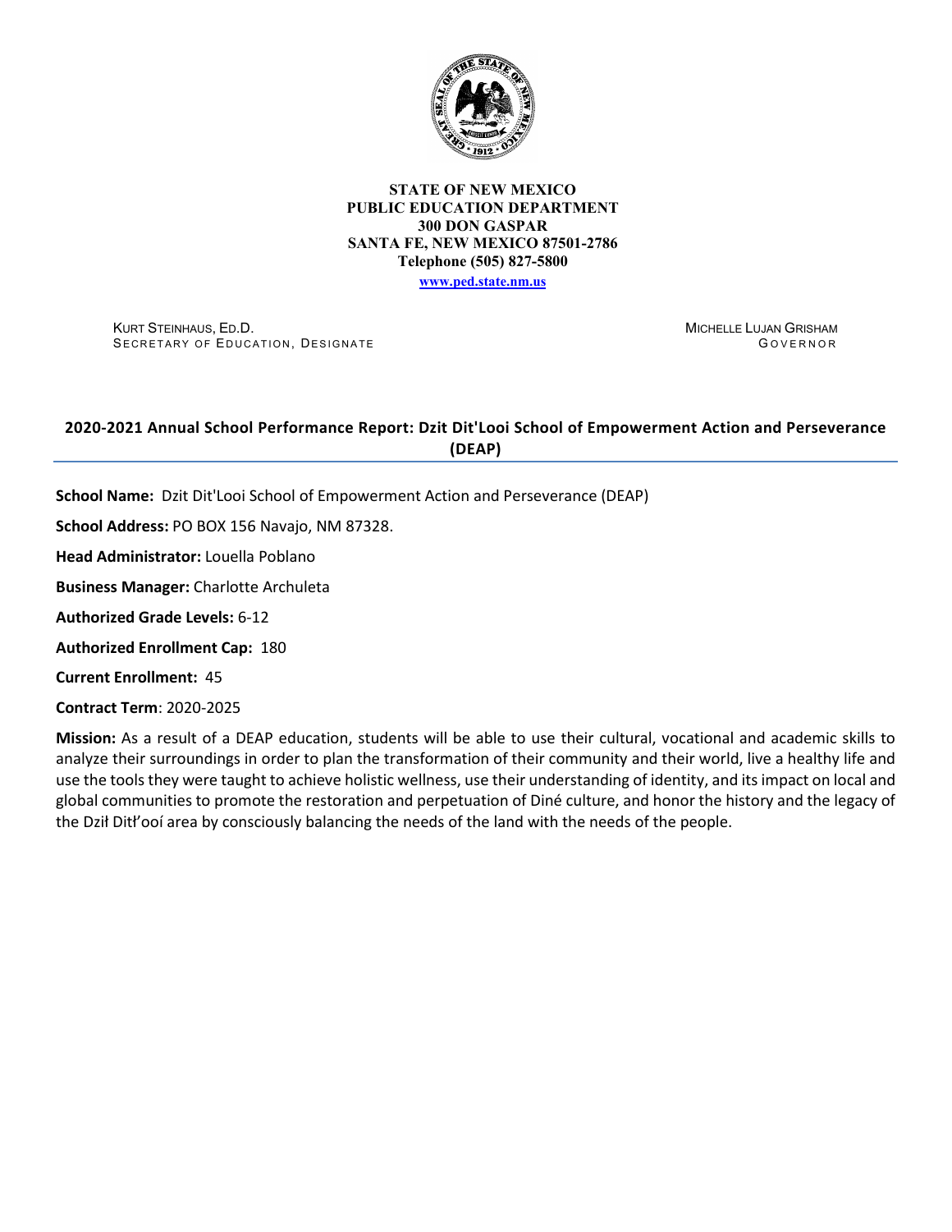**STATE OF NEW MEXICO**
**PUBLIC EDUCATION DEPARTMENT**
**300 DON GASPAR**
**SANTA FE, NEW MEXICO 87501-2786**
**Telephone (505) 827-5800**
**www.ped.state.nm.us**

KURT STEINHAUS, ED.D.
SECRETARY OF EDUCATION, DESIGNATE

MICHELLE LUJAN GRISHAM
GOVERNOR

## 2020-2021 Annual School Performance Report: Dzit Dit'Looi School of Empowerment Action and Perseverance (DEAP)

**School Name:** Dzit Dit'Looi School of Empowerment Action and Perseverance (DEAP)

**School Address:** PO BOX 156 Navajo, NM 87328.

**Head Administrator:** Louella Poblano

**Business Manager:** Charlotte Archuleta

**Authorized Grade Levels:** 6-12

**Authorized Enrollment Cap:** 180

**Current Enrollment:** 45

**Contract Term**: 2020-2025

**Mission:** As a result of a DEAP education, students will be able to use their cultural, vocational and academic skills to analyze their surroundings in order to plan the transformation of their community and their world, live a healthy life and use the tools they were taught to achieve holistic wellness, use their understanding of identity, and its impact on local and global communities to promote the restoration and perpetuation of Diné culture, and honor the history and the legacy of the Dził Ditł'ooí area by consciously balancing the needs of the land with the needs of the people.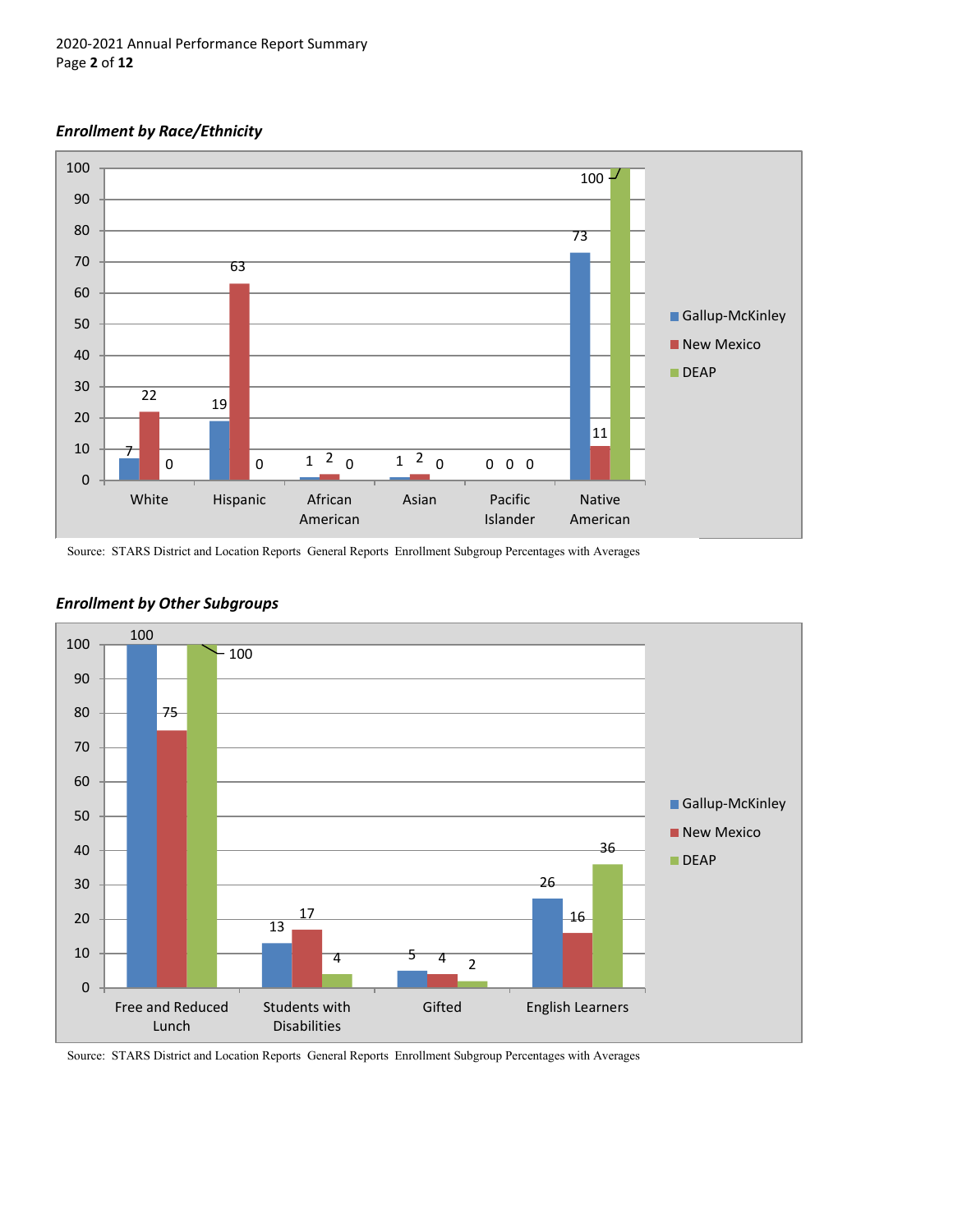### *Enrollment by Race/Ethnicity*

| | White | Hispanic | African American | Asian | Pacific Islander | Native American |
|---|---|---|---|---|---|---|
| Gallup-McKinley | 7 | 19 | 1 | 1 | 0 | 73 |
| New Mexico | 22 | 63 | 2 | 2 | 0 | 11 |
| DEAP | 0 | 0 | 0 | 0 | 0 | 100 |

Source: STARS District and Location Reports General Reports Enrollment Subgroup Percentages with Averages

### *Enrollment by Other Subgroups*

| | Free and Reduced Lunch | Students with Disabilities | Gifted | English Learners |
|---|---|---|---|---|
| Gallup-McKinley | 100 | 13 | 5 | 26 |
| New Mexico | 75 | 17 | 4 | 16 |
| DEAP | 100 | 4 | 2 | 36 |

Source: STARS District and Location Reports General Reports Enrollment Subgroup Percentages with Averages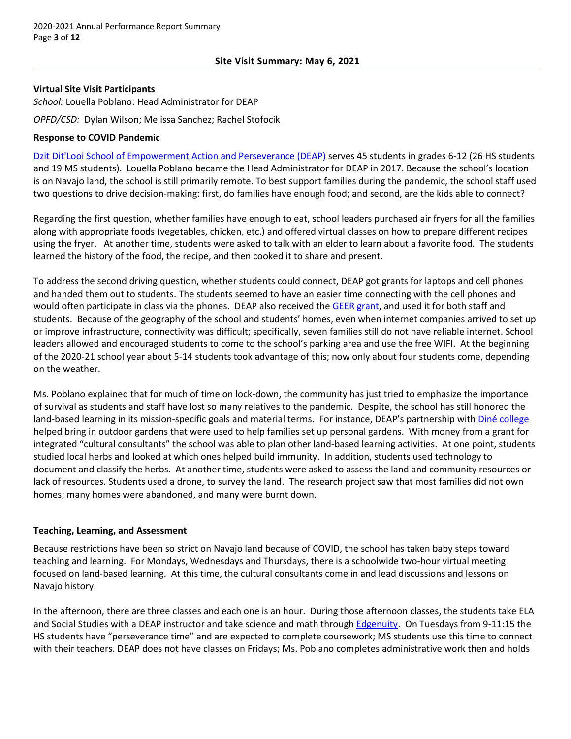## Site Visit Summary: May 6, 2021

**Virtual Site Visit Participants**

*School:* Louella Poblano: Head Administrator for DEAP

*OPFD/CSD:* Dylan Wilson; Melissa Sanchez; Rachel Stofocik

**Response to COVID Pandemic**

Dzit Dit'Looi School of Empowerment Action and Perseverance (DEAP) serves 45 students in grades 6-12 (26 HS students and 19 MS students). Louella Poblano became the Head Administrator for DEAP in 2017. Because the school's location is on Navajo land, the school is still primarily remote. To best support families during the pandemic, the school staff used two questions to drive decision-making: first, do families have enough food; and second, are the kids able to connect?

Regarding the first question, whether families have enough to eat, school leaders purchased air fryers for all the families along with appropriate foods (vegetables, chicken, etc.) and offered virtual classes on how to prepare different recipes using the fryer. At another time, students were asked to talk with an elder to learn about a favorite food. The students learned the history of the food, the recipe, and then cooked it to share and present.

To address the second driving question, whether students could connect, DEAP got grants for laptops and cell phones and handed them out to students. The students seemed to have an easier time connecting with the cell phones and would often participate in class via the phones. DEAP also received the GEER grant, and used it for both staff and students. Because of the geography of the school and students' homes, even when internet companies arrived to set up or improve infrastructure, connectivity was difficult; specifically, seven families still do not have reliable internet. School leaders allowed and encouraged students to come to the school's parking area and use the free WIFI. At the beginning of the 2020-21 school year about 5-14 students took advantage of this; now only about four students come, depending on the weather.

Ms. Poblano explained that for much of time on lock-down, the community has just tried to emphasize the importance of survival as students and staff have lost so many relatives to the pandemic. Despite, the school has still honored the land-based learning in its mission-specific goals and material terms. For instance, DEAP's partnership with Diné college helped bring in outdoor gardens that were used to help families set up personal gardens. With money from a grant for integrated "cultural consultants" the school was able to plan other land-based learning activities. At one point, students studied local herbs and looked at which ones helped build immunity. In addition, students used technology to document and classify the herbs. At another time, students were asked to assess the land and community resources or lack of resources. Students used a drone, to survey the land. The research project saw that most families did not own homes; many homes were abandoned, and many were burnt down.

**Teaching, Learning, and Assessment**

Because restrictions have been so strict on Navajo land because of COVID, the school has taken baby steps toward teaching and learning. For Mondays, Wednesdays and Thursdays, there is a schoolwide two-hour virtual meeting focused on land-based learning. At this time, the cultural consultants come in and lead discussions and lessons on Navajo history.

In the afternoon, there are three classes and each one is an hour. During those afternoon classes, the students take ELA and Social Studies with a DEAP instructor and take science and math through Edgenuity. On Tuesdays from 9-11:15 the HS students have "perseverance time" and are expected to complete coursework; MS students use this time to connect with their teachers. DEAP does not have classes on Fridays; Ms. Poblano completes administrative work then and holds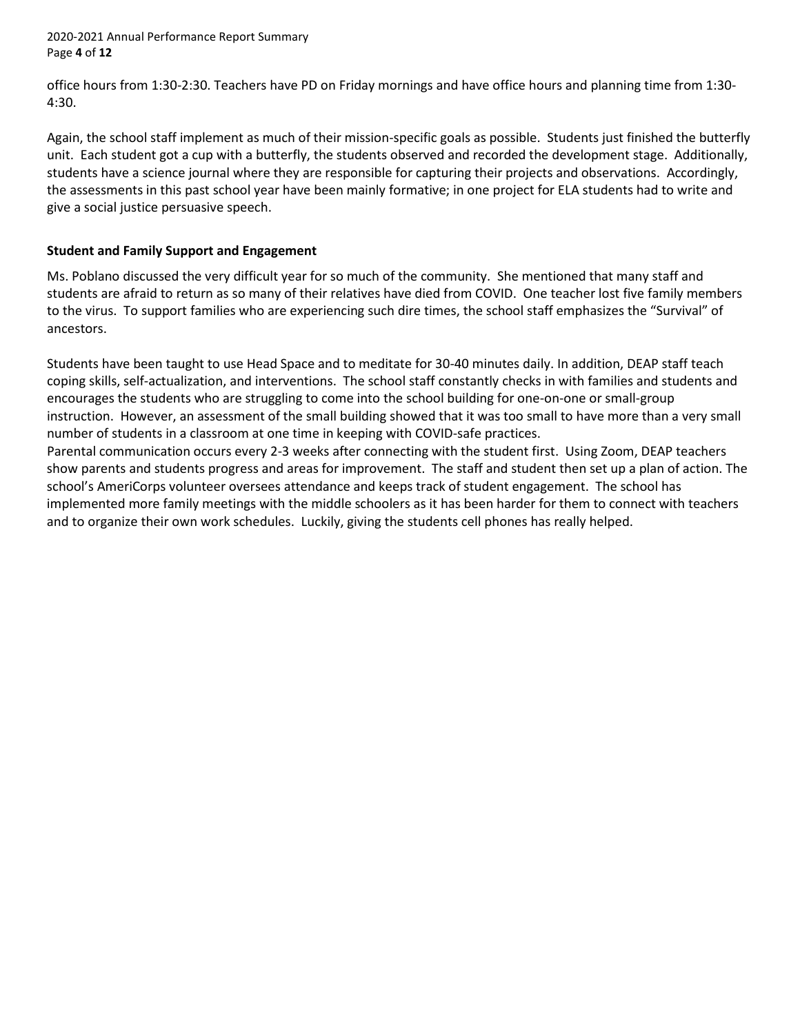office hours from 1:30-2:30. Teachers have PD on Friday mornings and have office hours and planning time from 1:30-4:30.

Again, the school staff implement as much of their mission-specific goals as possible. Students just finished the butterfly unit. Each student got a cup with a butterfly, the students observed and recorded the development stage. Additionally, students have a science journal where they are responsible for capturing their projects and observations. Accordingly, the assessments in this past school year have been mainly formative; in one project for ELA students had to write and give a social justice persuasive speech.

**Student and Family Support and Engagement**

Ms. Poblano discussed the very difficult year for so much of the community. She mentioned that many staff and students are afraid to return as so many of their relatives have died from COVID. One teacher lost five family members to the virus. To support families who are experiencing such dire times, the school staff emphasizes the "Survival" of ancestors.

Students have been taught to use Head Space and to meditate for 30-40 minutes daily. In addition, DEAP staff teach coping skills, self-actualization, and interventions. The school staff constantly checks in with families and students and encourages the students who are struggling to come into the school building for one-on-one or small-group instruction. However, an assessment of the small building showed that it was too small to have more than a very small number of students in a classroom at one time in keeping with COVID-safe practices.

Parental communication occurs every 2-3 weeks after connecting with the student first. Using Zoom, DEAP teachers show parents and students progress and areas for improvement. The staff and student then set up a plan of action. The school's AmeriCorps volunteer oversees attendance and keeps track of student engagement. The school has implemented more family meetings with the middle schoolers as it has been harder for them to connect with teachers and to organize their own work schedules. Luckily, giving the students cell phones has really helped.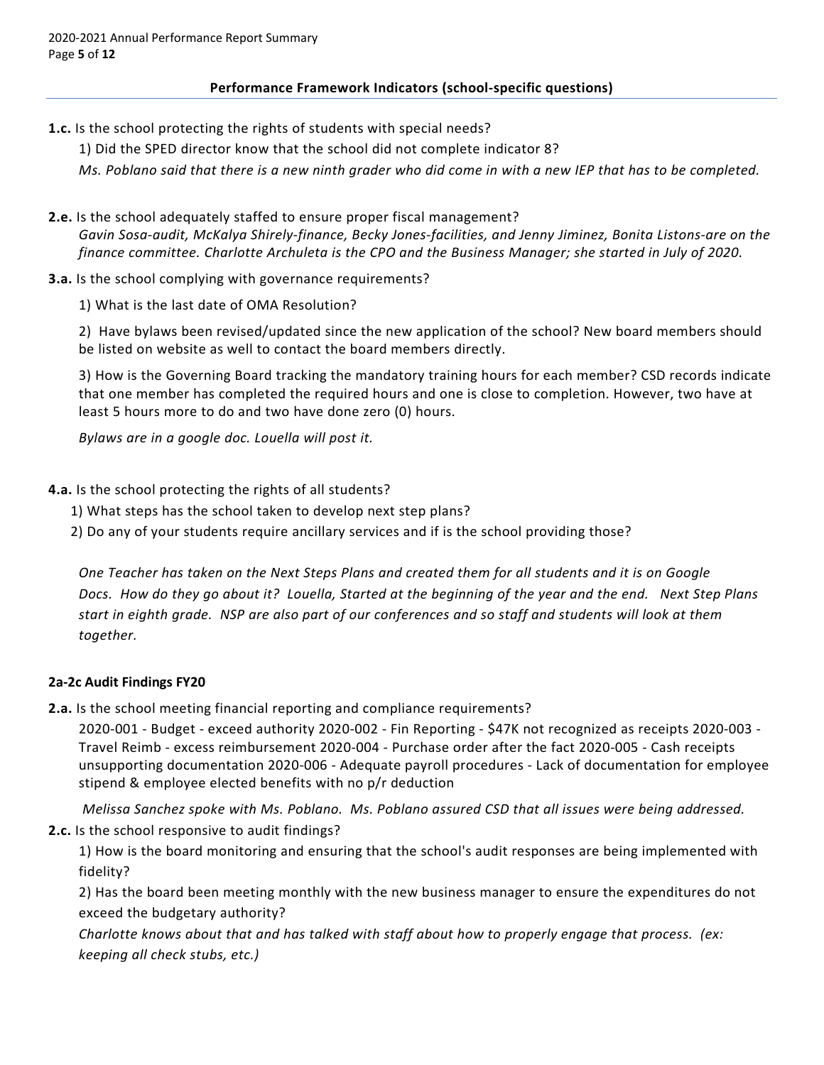### Performance Framework Indicators (school-specific questions)

**1.c.** Is the school protecting the rights of students with special needs?

1) Did the SPED director know that the school did not complete indicator 8?

*Ms. Poblano said that there is a new ninth grader who did come in with a new IEP that has to be completed.*

**2.e.** Is the school adequately staffed to ensure proper fiscal management?

*Gavin Sosa-audit, McKalya Shirely-finance, Becky Jones-facilities, and Jenny Jiminez, Bonita Listons-are on the finance committee. Charlotte Archuleta is the CPO and the Business Manager; she started in July of 2020.*

**3.a.** Is the school complying with governance requirements?

1) What is the last date of OMA Resolution?

2) Have bylaws been revised/updated since the new application of the school? New board members should be listed on website as well to contact the board members directly.

3) How is the Governing Board tracking the mandatory training hours for each member? CSD records indicate that one member has completed the required hours and one is close to completion. However, two have at least 5 hours more to do and two have done zero (0) hours.

*Bylaws are in a google doc. Louella will post it.*

**4.a.** Is the school protecting the rights of all students?

1) What steps has the school taken to develop next step plans?

2) Do any of your students require ancillary services and if is the school providing those?

*One Teacher has taken on the Next Steps Plans and created them for all students and it is on Google Docs. How do they go about it? Louella, Started at the beginning of the year and the end. Next Step Plans start in eighth grade. NSP are also part of our conferences and so staff and students will look at them together.*

**2a-2c Audit Findings FY20**

**2.a.** Is the school meeting financial reporting and compliance requirements?

2020-001 - Budget - exceed authority 2020-002 - Fin Reporting - $47K not recognized as receipts 2020-003 - Travel Reimb - excess reimbursement 2020-004 - Purchase order after the fact 2020-005 - Cash receipts unsupporting documentation 2020-006 - Adequate payroll procedures - Lack of documentation for employee stipend & employee elected benefits with no p/r deduction

*Melissa Sanchez spoke with Ms. Poblano. Ms. Poblano assured CSD that all issues were being addressed.*

**2.c.** Is the school responsive to audit findings?

1) How is the board monitoring and ensuring that the school's audit responses are being implemented with fidelity?

2) Has the board been meeting monthly with the new business manager to ensure the expenditures do not exceed the budgetary authority?

*Charlotte knows about that and has talked with staff about how to properly engage that process. (ex: keeping all check stubs, etc.)*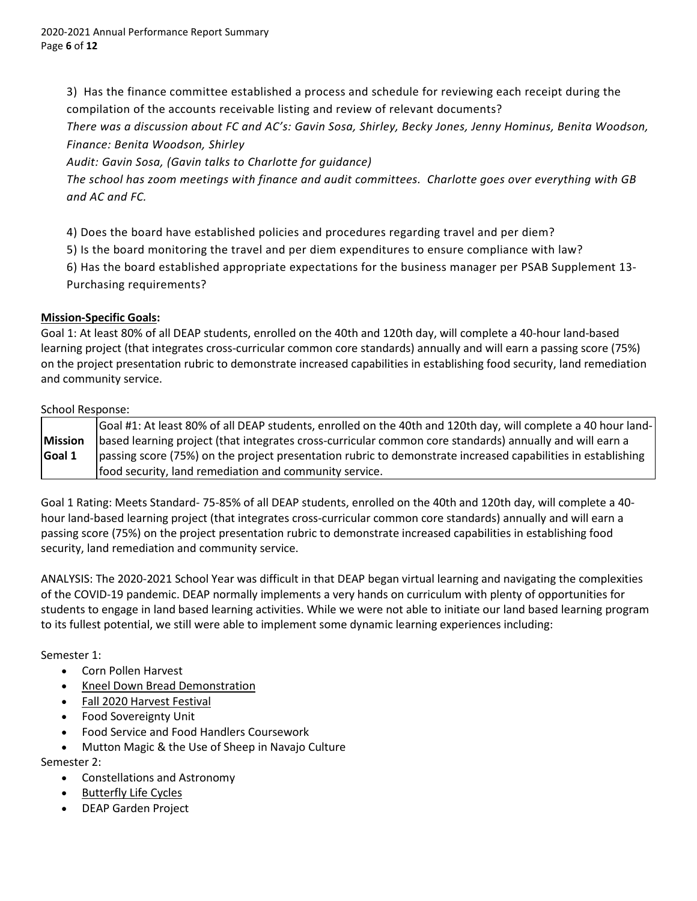3) Has the finance committee established a process and schedule for reviewing each receipt during the compilation of the accounts receivable listing and review of relevant documents?

*There was a discussion about FC and AC's: Gavin Sosa, Shirley, Becky Jones, Jenny Hominus, Benita Woodson,*
*Finance: Benita Woodson, Shirley*
*Audit: Gavin Sosa, (Gavin talks to Charlotte for guidance)*
*The school has zoom meetings with finance and audit committees. Charlotte goes over everything with GB and AC and FC.*

4) Does the board have established policies and procedures regarding travel and per diem?

5) Is the board monitoring the travel and per diem expenditures to ensure compliance with law?

6) Has the board established appropriate expectations for the business manager per PSAB Supplement 13- Purchasing requirements?

**Mission-Specific Goals:**

Goal 1: At least 80% of all DEAP students, enrolled on the 40th and 120th day, will complete a 40-hour land-based learning project (that integrates cross-curricular common core standards) annually and will earn a passing score (75%) on the project presentation rubric to demonstrate increased capabilities in establishing food security, land remediation and community service.

School Response:

| **Mission Goal 1** | Goal #1: At least 80% of all DEAP students, enrolled on the 40th and 120th day, will complete a 40 hour land-based learning project (that integrates cross-curricular common core standards) annually and will earn a passing score (75%) on the project presentation rubric to demonstrate increased capabilities in establishing food security, land remediation and community service. |
|---|---|

Goal 1 Rating: Meets Standard- 75-85% of all DEAP students, enrolled on the 40th and 120th day, will complete a 40-hour land-based learning project (that integrates cross-curricular common core standards) annually and will earn a passing score (75%) on the project presentation rubric to demonstrate increased capabilities in establishing food security, land remediation and community service.

ANALYSIS: The 2020-2021 School Year was difficult in that DEAP began virtual learning and navigating the complexities of the COVID-19 pandemic. DEAP normally implements a very hands on curriculum with plenty of opportunities for students to engage in land based learning activities. While we were not able to initiate our land based learning program to its fullest potential, we still were able to implement some dynamic learning experiences including:

Semester 1:

- Corn Pollen Harvest
- Kneel Down Bread Demonstration
- Fall 2020 Harvest Festival
- Food Sovereignty Unit
- Food Service and Food Handlers Coursework
- Mutton Magic & the Use of Sheep in Navajo Culture

Semester 2:

- Constellations and Astronomy
- Butterfly Life Cycles
- DEAP Garden Project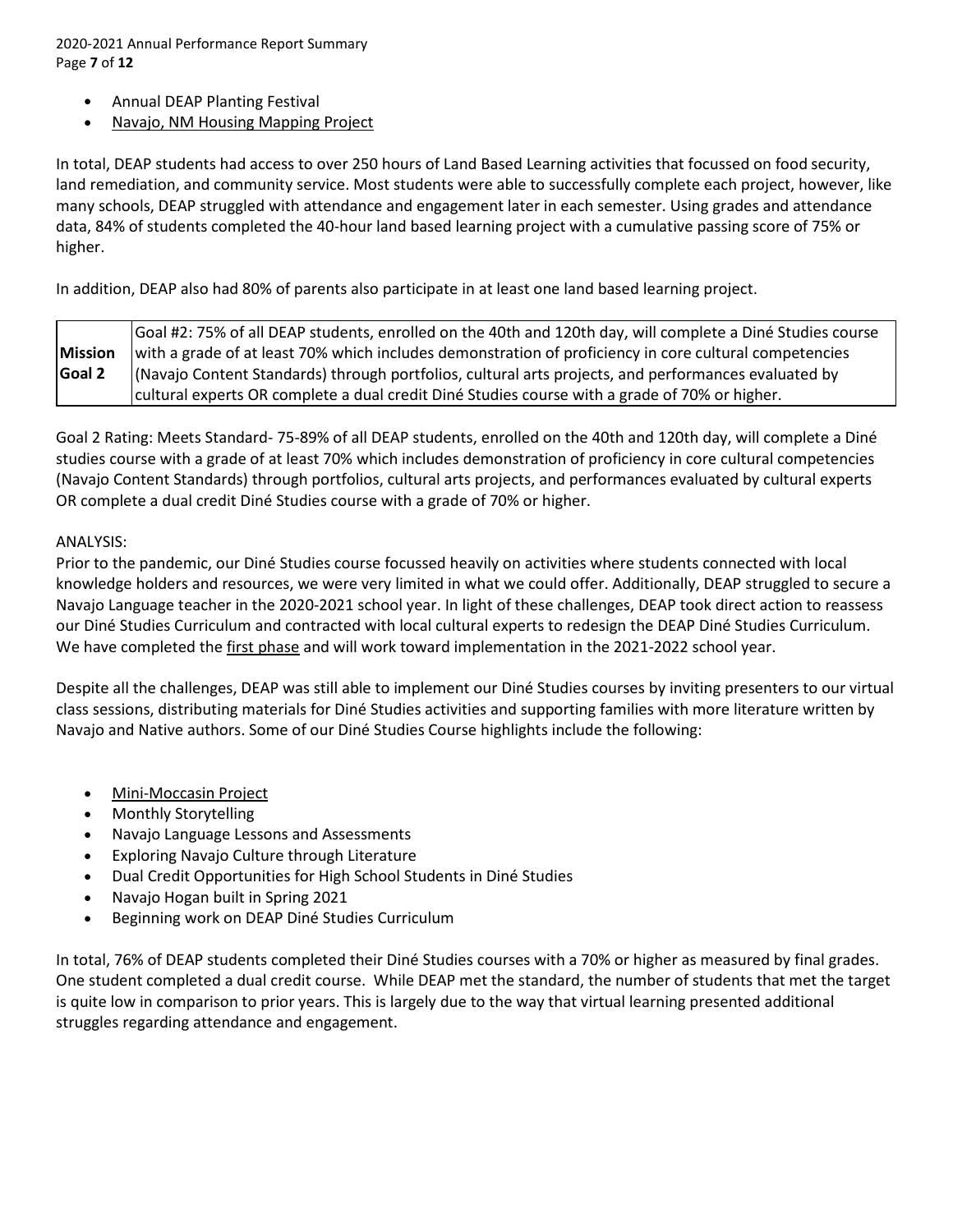- Annual DEAP Planting Festival
- Navajo, NM Housing Mapping Project

In total, DEAP students had access to over 250 hours of Land Based Learning activities that focussed on food security, land remediation, and community service. Most students were able to successfully complete each project, however, like many schools, DEAP struggled with attendance and engagement later in each semester. Using grades and attendance data, 84% of students completed the 40-hour land based learning project with a cumulative passing score of 75% or higher.

In addition, DEAP also had 80% of parents also participate in at least one land based learning project.

| **Mission Goal 2** | Goal #2: 75% of all DEAP students, enrolled on the 40th and 120th day, will complete a Diné Studies course with a grade of at least 70% which includes demonstration of proficiency in core cultural competencies (Navajo Content Standards) through portfolios, cultural arts projects, and performances evaluated by cultural experts OR complete a dual credit Diné Studies course with a grade of 70% or higher. |
|---|---|

Goal 2 Rating: Meets Standard- 75-89% of all DEAP students, enrolled on the 40th and 120th day, will complete a Diné studies course with a grade of at least 70% which includes demonstration of proficiency in core cultural competencies (Navajo Content Standards) through portfolios, cultural arts projects, and performances evaluated by cultural experts OR complete a dual credit Diné Studies course with a grade of 70% or higher.

ANALYSIS:
Prior to the pandemic, our Diné Studies course focussed heavily on activities where students connected with local knowledge holders and resources, we were very limited in what we could offer. Additionally, DEAP struggled to secure a Navajo Language teacher in the 2020-2021 school year. In light of these challenges, DEAP took direct action to reassess our Diné Studies Curriculum and contracted with local cultural experts to redesign the DEAP Diné Studies Curriculum. We have completed the first phase and will work toward implementation in the 2021-2022 school year.

Despite all the challenges, DEAP was still able to implement our Diné Studies courses by inviting presenters to our virtual class sessions, distributing materials for Diné Studies activities and supporting families with more literature written by Navajo and Native authors. Some of our Diné Studies Course highlights include the following:

- Mini-Moccasin Project
- Monthly Storytelling
- Navajo Language Lessons and Assessments
- Exploring Navajo Culture through Literature
- Dual Credit Opportunities for High School Students in Diné Studies
- Navajo Hogan built in Spring 2021
- Beginning work on DEAP Diné Studies Curriculum

In total, 76% of DEAP students completed their Diné Studies courses with a 70% or higher as measured by final grades. One student completed a dual credit course. While DEAP met the standard, the number of students that met the target is quite low in comparison to prior years. This is largely due to the way that virtual learning presented additional struggles regarding attendance and engagement.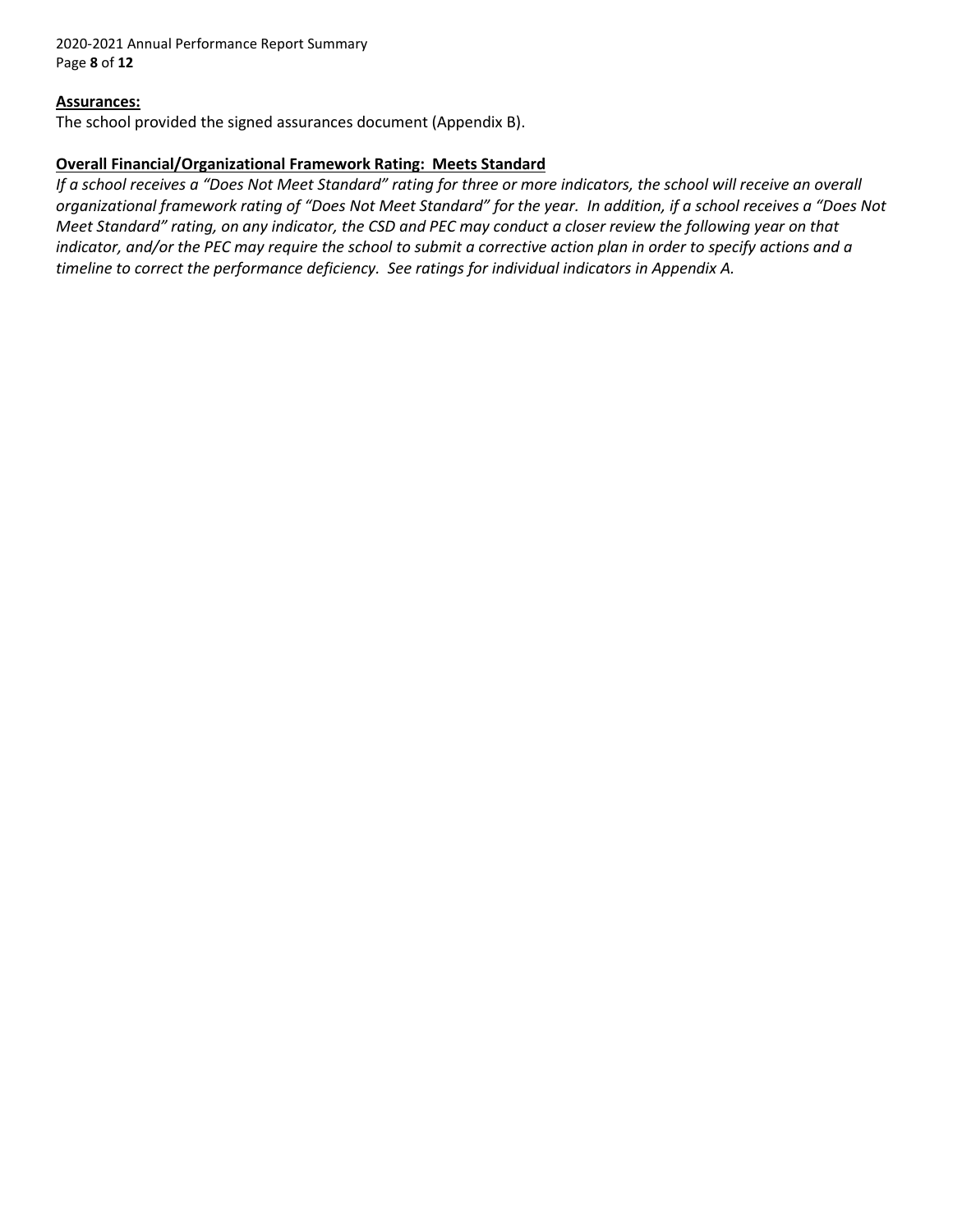**Assurances:**

The school provided the signed assurances document (Appendix B).

**Overall Financial/Organizational Framework Rating: Meets Standard**

*If a school receives a "Does Not Meet Standard" rating for three or more indicators, the school will receive an overall organizational framework rating of "Does Not Meet Standard" for the year. In addition, if a school receives a "Does Not Meet Standard" rating, on any indicator, the CSD and PEC may conduct a closer review the following year on that indicator, and/or the PEC may require the school to submit a corrective action plan in order to specify actions and a timeline to correct the performance deficiency. See ratings for individual indicators in Appendix A.*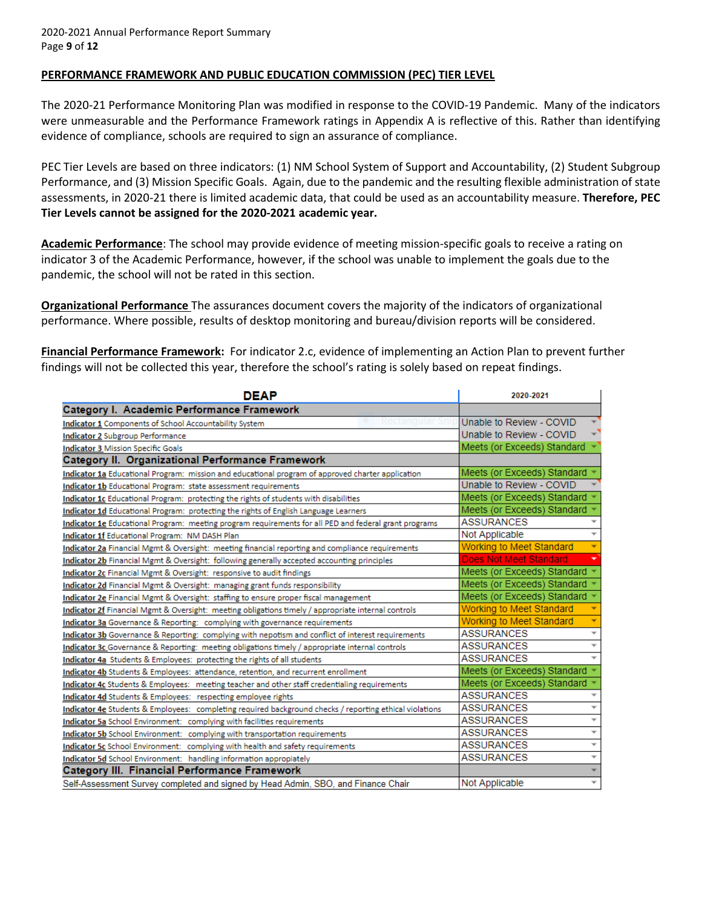## PERFORMANCE FRAMEWORK AND PUBLIC EDUCATION COMMISSION (PEC) TIER LEVEL

The 2020-21 Performance Monitoring Plan was modified in response to the COVID-19 Pandemic. Many of the indicators were unmeasurable and the Performance Framework ratings in Appendix A is reflective of this. Rather than identifying evidence of compliance, schools are required to sign an assurance of compliance.

PEC Tier Levels are based on three indicators: (1) NM School System of Support and Accountability, (2) Student Subgroup Performance, and (3) Mission Specific Goals. Again, due to the pandemic and the resulting flexible administration of state assessments, in 2020-21 there is limited academic data, that could be used as an accountability measure. **Therefore, PEC Tier Levels cannot be assigned for the 2020-2021 academic year.**

**Academic Performance**: The school may provide evidence of meeting mission-specific goals to receive a rating on indicator 3 of the Academic Performance, however, if the school was unable to implement the goals due to the pandemic, the school will not be rated in this section.

**Organizational Performance** The assurances document covers the majority of the indicators of organizational performance. Where possible, results of desktop monitoring and bureau/division reports will be considered.

**Financial Performance Framework:** For indicator 2.c, evidence of implementing an Action Plan to prevent further findings will not be collected this year, therefore the school's rating is solely based on repeat findings.

| DEAP | 2020-2021 |
|---|---|
| **Category I. Academic Performance Framework** | |
| Indicator 1 Components of School Accountability System | Unable to Review - COVID |
| Indicator 2 Subgroup Performance | Unable to Review - COVID |
| Indicator 3 Mission Specific Goals | Meets (or Exceeds) Standard |
| **Category II. Organizational Performance Framework** | |
| Indicator 1a Educational Program: mission and educational program of approved charter application | Meets (or Exceeds) Standard |
| Indicator 1b Educational Program: state assessment requirements | Unable to Review - COVID |
| Indicator 1c Educational Program: protecting the rights of students with disabilities | Meets (or Exceeds) Standard |
| Indicator 1d Educational Program: protecting the rights of English Language Learners | Meets (or Exceeds) Standard |
| Indicator 1e Educational Program: meeting program requirements for all PED and federal grant programs | ASSURANCES |
| Indicator 1f Educational Program: NM DASH Plan | Not Applicable |
| Indicator 2a Financial Mgmt & Oversight: meeting financial reporting and compliance requirements | Working to Meet Standard |
| Indicator 2b Financial Mgmt & Oversight: following generally accepted accounting principles | Does Not Meet Standard |
| Indicator 2c Financial Mgmt & Oversight: responsive to audit findings | Meets (or Exceeds) Standard |
| Indicator 2d Financial Mgmt & Oversight: managing grant funds responsibility | Meets (or Exceeds) Standard |
| Indicator 2e Financial Mgmt & Oversight: staffing to ensure proper fiscal management | Meets (or Exceeds) Standard |
| Indicator 2f Financial Mgmt & Oversight: meeting obligations timely / appropriate internal controls | Working to Meet Standard |
| Indicator 3a Governance & Reporting: complying with governance requirements | Working to Meet Standard |
| Indicator 3b Governance & Reporting: complying with nepotism and conflict of interest requirements | ASSURANCES |
| Indicator 3c Governance & Reporting: meeting obligations timely / appropriate internal controls | ASSURANCES |
| Indicator 4a Students & Employees: protecting the rights of all students | ASSURANCES |
| Indicator 4b Students & Employees: attendance, retention, and recurrent enrollment | Meets (or Exceeds) Standard |
| Indicator 4c Students & Employees: meeting teacher and other staff credentialing requirements | Meets (or Exceeds) Standard |
| Indicator 4d Students & Employees: respecting employee rights | ASSURANCES |
| Indicator 4e Students & Employees: completing required background checks / reporting ethical violations | ASSURANCES |
| Indicator 5a School Environment: complying with facilities requirements | ASSURANCES |
| Indicator 5b School Environment: complying with transportation requirements | ASSURANCES |
| Indicator 5c School Environment: complying with health and safety requirements | ASSURANCES |
| Indicator 5d School Environment: handling information appropiately | ASSURANCES |
| **Category III. Financial Performance Framework** | |
| Self-Assessment Survey completed and signed by Head Admin, SBO, and Finance Chair | Not Applicable |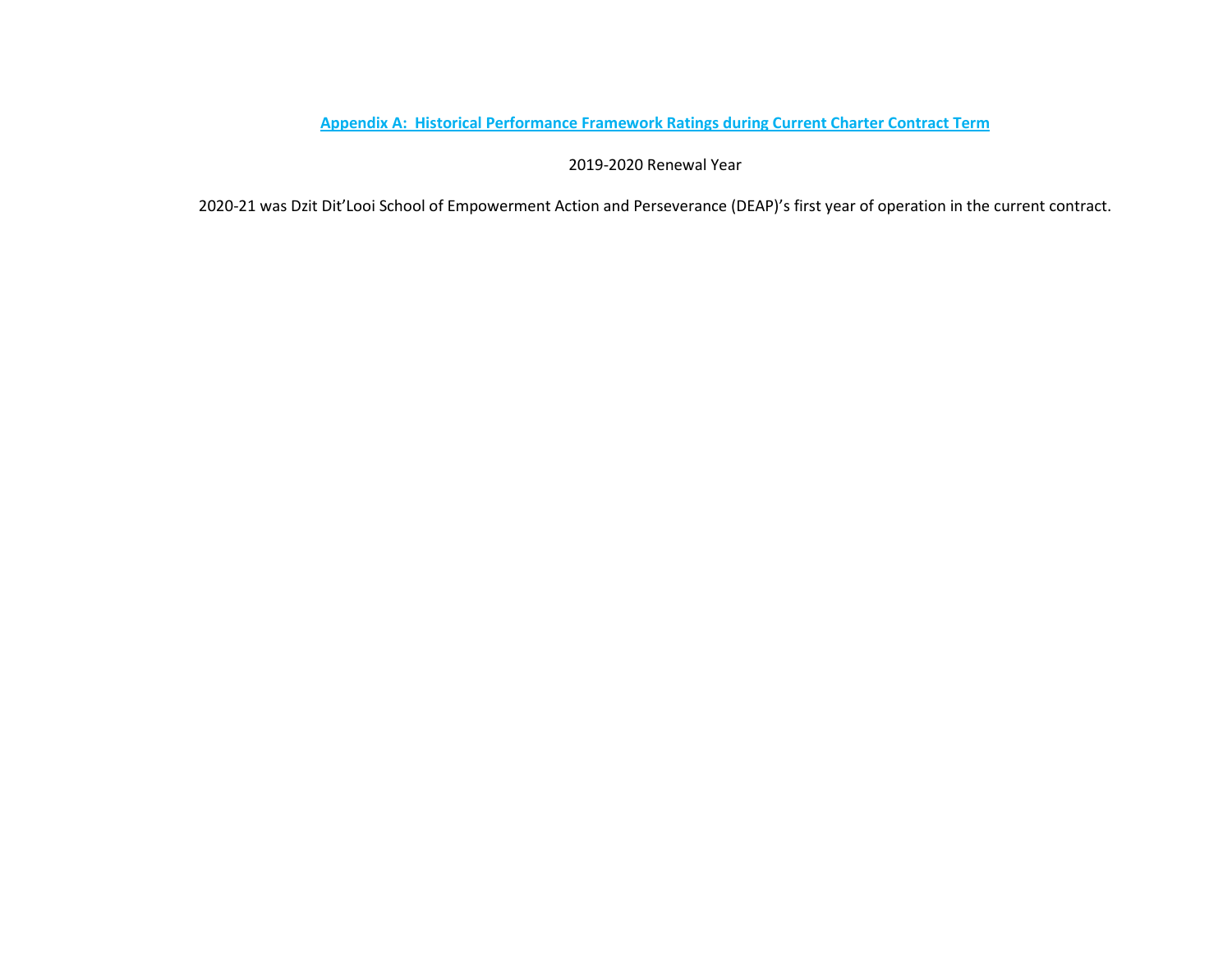## Appendix A: Historical Performance Framework Ratings during Current Charter Contract Term

2019-2020 Renewal Year

2020-21 was Dzit Dit'Looi School of Empowerment Action and Perseverance (DEAP)'s first year of operation in the current contract.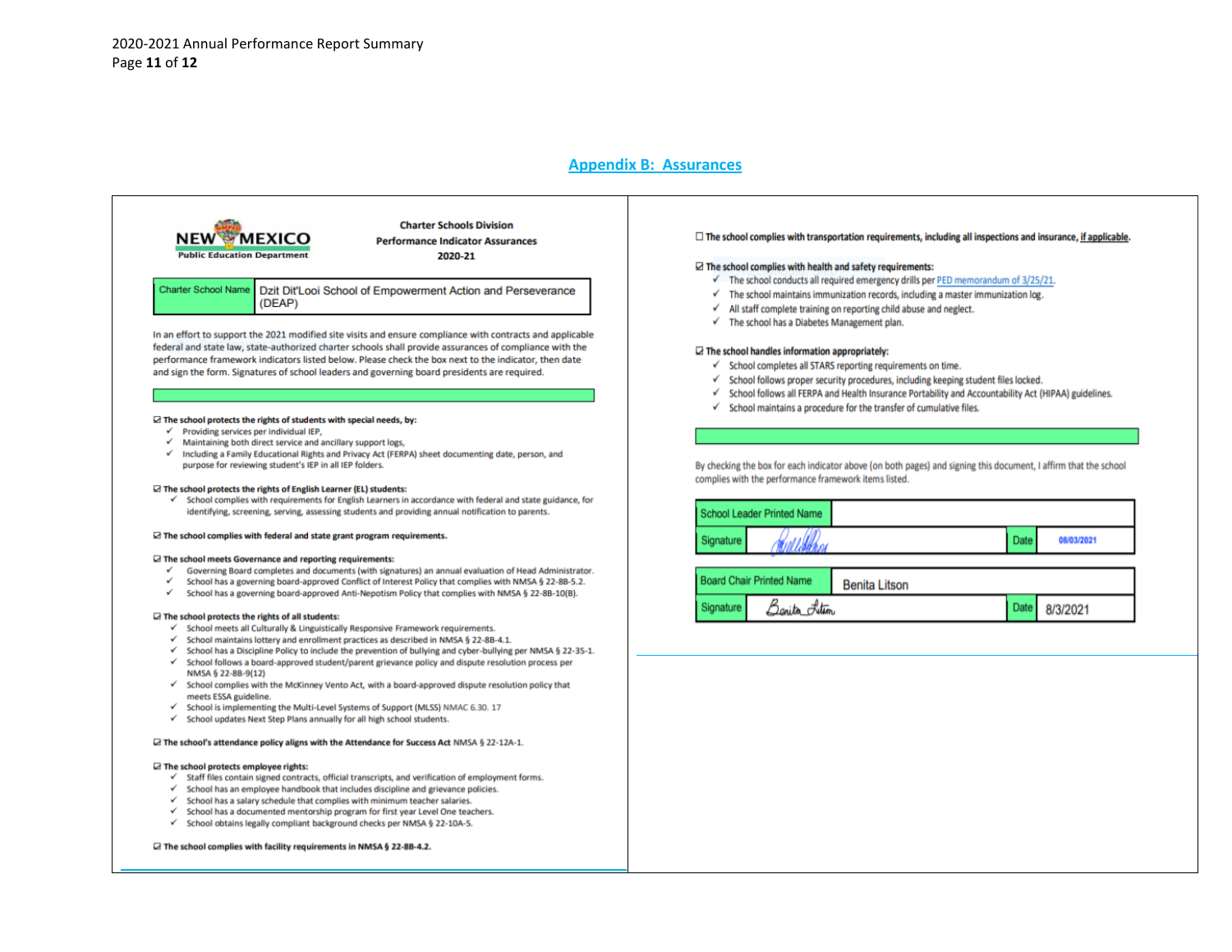## Appendix B: Assurances

**NEW MEXICO**
**Public Education Department**

**Charter Schools Division**
**Performance Indicator Assurances**
**2020-21**

| Charter School Name | Dzit Dit'Looi School of Empowerment Action and Perseverance (DEAP) |
|---|---|

In an effort to support the 2021 modified site visits and ensure compliance with contracts and applicable federal and state law, state-authorized charter schools shall provide assurances of compliance with the performance framework indicators listed below. Please check the box next to the indicator, then date and sign the form. Signatures of school leaders and governing board presidents are required.

☑ **The school protects the rights of students with special needs, by:**
- ✓ Providing services per individual IEP,
- ✓ Maintaining both direct service and ancillary support logs,
- ✓ Including a Family Educational Rights and Privacy Act (FERPA) sheet documenting date, person, and purpose for reviewing student's IEP in all IEP folders.

☑ **The school protects the rights of English Learner (EL) students:**
- ✓ School complies with requirements for English Learners in accordance with federal and state guidance, for identifying, screening, serving, assessing students and providing annual notification to parents.

☑ **The school complies with federal and state grant program requirements.**

☑ **The school meets Governance and reporting requirements:**
- ✓ Governing Board completes and documents (with signatures) an annual evaluation of Head Administrator.
- ✓ School has a governing board-approved Conflict of Interest Policy that complies with NMSA § 22-8B-5.2.
- ✓ School has a governing board-approved Anti-Nepotism Policy that complies with NMSA § 22-8B-10(B).

☑ **The school protects the rights of all students:**
- ✓ School meets all Culturally & Linguistically Responsive Framework requirements.
- ✓ School maintains lottery and enrollment practices as described in NMSA § 22-8B-4.1.
- ✓ School has a Discipline Policy to include the prevention of bullying and cyber-bullying per NMSA § 22-35-1.
- ✓ School follows a board-approved student/parent grievance policy and dispute resolution process per NMSA § 22-8B-9(12)
- ✓ School complies with the McKinney Vento Act, with a board-approved dispute resolution policy that meets ESSA guideline.
- ✓ School is implementing the Multi-Level Systems of Support (MLSS) NMAC 6.30. 17
- ✓ School updates Next Step Plans annually for all high school students.

☑ **The school's attendance policy aligns with the Attendance for Success Act** NMSA § 22-12A-1.

☑ **The school protects employee rights:**
- ✓ Staff files contain signed contracts, official transcripts, and verification of employment forms.
- ✓ School has an employee handbook that includes discipline and grievance policies.
- ✓ School has a salary schedule that complies with minimum teacher salaries.
- ✓ School has a documented mentorship program for first year Level One teachers.
- ✓ School obtains legally compliant background checks per NMSA § 22-10A-5.

☑ **The school complies with facility requirements in NMSA § 22-8B-4.2.**

☐ **The school complies with transportation requirements, including all inspections and insurance, if applicable.**

☑ **The school complies with health and safety requirements:**
- ✓ The school conducts all required emergency drills per PED memorandum of 3/25/21.
- ✓ The school maintains immunization records, including a master immunization log.
- ✓ All staff complete training on reporting child abuse and neglect.
- ✓ The school has a Diabetes Management plan.

☑ **The school handles information appropriately:**
- ✓ School completes all STARS reporting requirements on time.
- ✓ School follows proper security procedures, including keeping student files locked.
- ✓ School follows all FERPA and Health Insurance Portability and Accountability Act (HIPAA) guidelines.
- ✓ School maintains a procedure for the transfer of cumulative files.

By checking the box for each indicator above (on both pages) and signing this document, I affirm that the school complies with the performance framework items listed.

| School Leader Printed Name | | | |
|---|---|---|---|
| Signature | [signature] | Date | 08/03/2021 |

| Board Chair Printed Name | Benita Litson | | |
|---|---|---|---|
| Signature | [signature] | Date | 8/3/2021 |